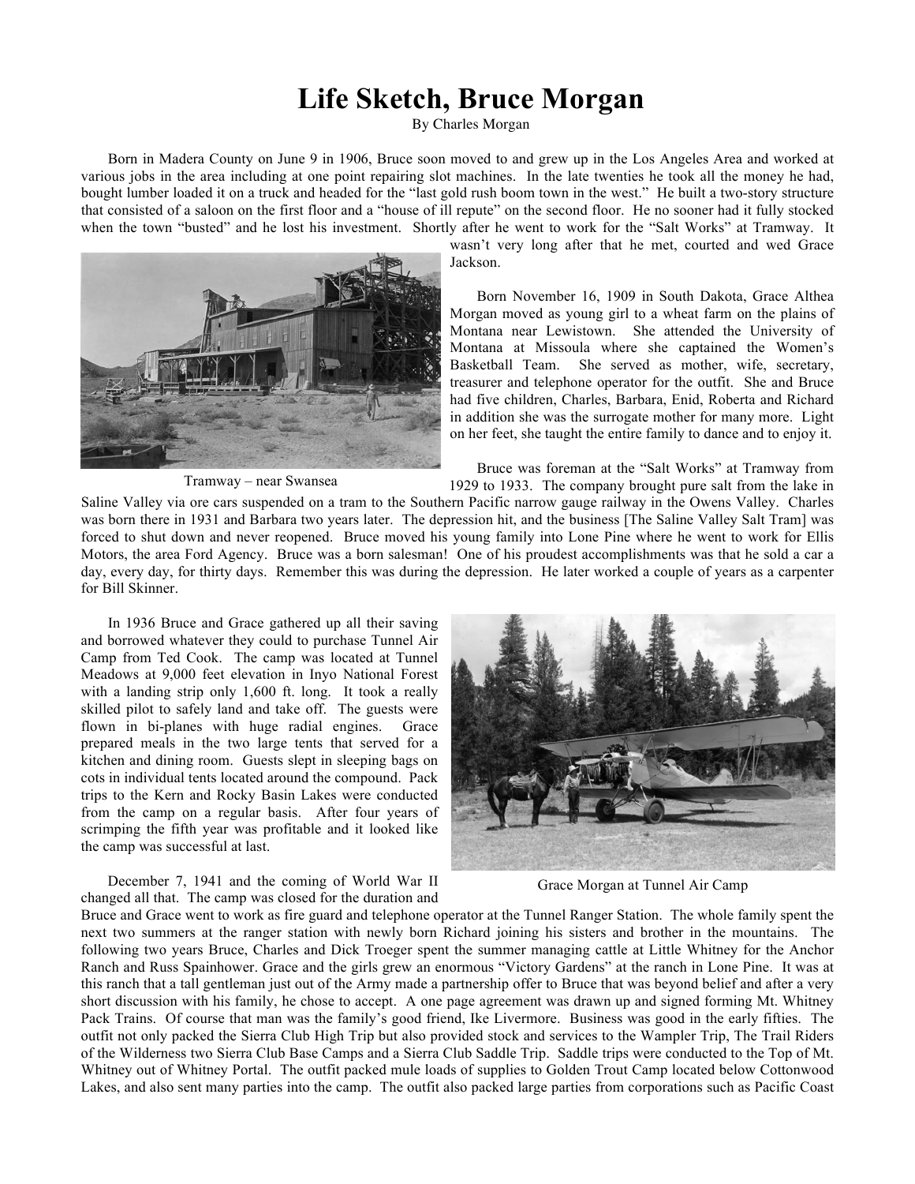# Life Sketch, Bruce Morgan

By Charles Morgan

Born in Madera County on June 9 in 1906, Bruce soon moved to and grew up in the Los Angeles Area and worked at various jobs in the area including at one point repairing slot machines. In the late twenties he took all the money he had, bought lumber loaded it on a truck and headed for the "last gold rush boom town in the west." He built a two-story structure that consisted of a saloon on the first floor and a "house of ill repute" on the second floor. He no sooner had it fully stocked when the town "busted" and he lost his investment. Shortly after he went to work for the "Salt Works" at Tramway. It wasn't very long after that he met, courted and wed Grace Jackson.

Tramway – near Swansea

Born November 16, 1909 in South Dakota, Grace Althea Morgan moved as young girl to a wheat farm on the plains of Montana near Lewistown. She attended the University of Montana at Missoula where she captained the Women's Basketball Team. She served as mother, wife, secretary, treasurer and telephone operator for the outfit. She and Bruce had five children, Charles, Barbara, Enid, Roberta and Richard in addition she was the surrogate mother for many more. Light on her feet, she taught the entire family to dance and to enjoy it.

Bruce was foreman at the "Salt Works" at Tramway from 1929 to 1933. The company brought pure salt from the lake in Saline Valley via ore cars suspended on a tram to the Southern Pacific narrow gauge railway in the Owens Valley. Charles was born there in 1931 and Barbara two years later. The depression hit, and the business [The Saline Valley Salt Tram] was forced to shut down and never reopened. Bruce moved his young family into Lone Pine where he went to work for Ellis Motors, the area Ford Agency. Bruce was a born salesman! One of his proudest accomplishments was that he sold a car a day, every day, for thirty days. Remember this was during the depression. He later worked a couple of years as a carpenter for Bill Skinner.

In 1936 Bruce and Grace gathered up all their saving and borrowed whatever they could to purchase Tunnel Air Camp from Ted Cook. The camp was located at Tunnel Meadows at 9,000 feet elevation in Inyo National Forest with a landing strip only 1,600 ft. long. It took a really skilled pilot to safely land and take off. The guests were flown in bi-planes with huge radial engines. Grace prepared meals in the two large tents that served for a kitchen and dining room. Guests slept in sleeping bags on cots in individual tents located around the compound. Pack trips to the Kern and Rocky Basin Lakes were conducted from the camp on a regular basis. After four years of scrimping the fifth year was profitable and it looked like the camp was successful at last.

Grace Morgan at Tunnel Air Camp

December 7, 1941 and the coming of World War II changed all that. The camp was closed for the duration and Bruce and Grace went to work as fire guard and telephone operator at the Tunnel Ranger Station. The whole family spent the next two summers at the ranger station with newly born Richard joining his sisters and brother in the mountains. The following two years Bruce, Charles and Dick Troeger spent the summer managing cattle at Little Whitney for the Anchor Ranch and Russ Spainhower. Grace and the girls grew an enormous "Victory Gardens" at the ranch in Lone Pine. It was at this ranch that a tall gentleman just out of the Army made a partnership offer to Bruce that was beyond belief and after a very short discussion with his family, he chose to accept. A one page agreement was drawn up and signed forming Mt. Whitney Pack Trains. Of course that man was the family's good friend, Ike Livermore. Business was good in the early fifties. The outfit not only packed the Sierra Club High Trip but also provided stock and services to the Wampler Trip, The Trail Riders of the Wilderness two Sierra Club Base Camps and a Sierra Club Saddle Trip. Saddle trips were conducted to the Top of Mt. Whitney out of Whitney Portal. The outfit packed mule loads of supplies to Golden Trout Camp located below Cottonwood Lakes, and also sent many parties into the camp. The outfit also packed large parties from corporations such as Pacific Coast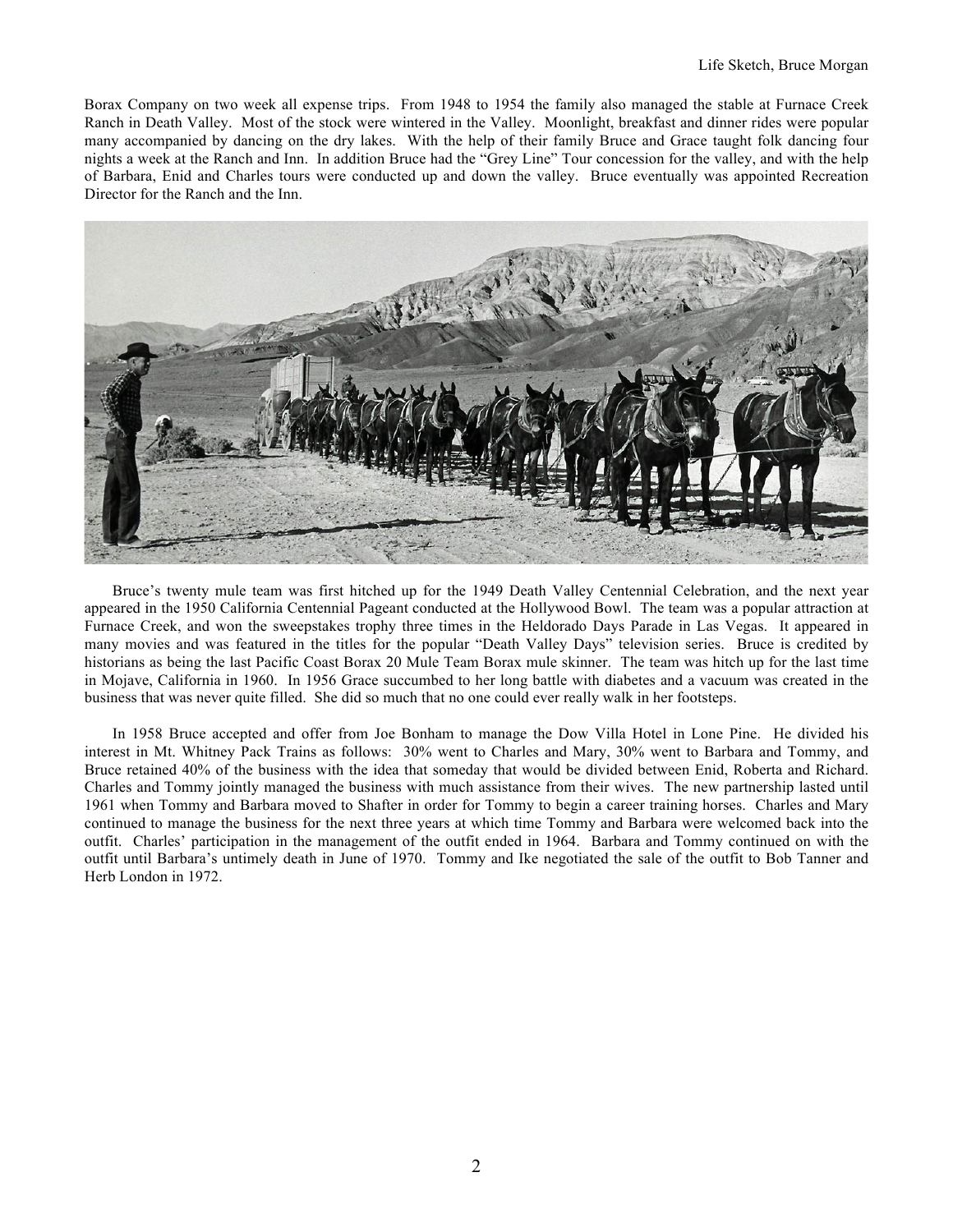Borax Company on two week all expense trips. From 1948 to 1954 the family also managed the stable at Furnace Creek Ranch in Death Valley. Most of the stock were wintered in the Valley. Moonlight, breakfast and dinner rides were popular many accompanied by dancing on the dry lakes. With the help of their family Bruce and Grace taught folk dancing four nights a week at the Ranch and Inn. In addition Bruce had the "Grey Line" Tour concession for the valley, and with the help of Barbara, Enid and Charles tours were conducted up and down the valley. Bruce eventually was appointed Recreation Director for the Ranch and the Inn.

Bruce's twenty mule team was first hitched up for the 1949 Death Valley Centennial Celebration, and the next year appeared in the 1950 California Centennial Pageant conducted at the Hollywood Bowl. The team was a popular attraction at Furnace Creek, and won the sweepstakes trophy three times in the Heldorado Days Parade in Las Vegas. It appeared in many movies and was featured in the titles for the popular "Death Valley Days" television series. Bruce is credited by historians as being the last Pacific Coast Borax 20 Mule Team Borax mule skinner. The team was hitch up for the last time in Mojave, California in 1960. In 1956 Grace succumbed to her long battle with diabetes and a vacuum was created in the business that was never quite filled. She did so much that no one could ever really walk in her footsteps.

In 1958 Bruce accepted and offer from Joe Bonham to manage the Dow Villa Hotel in Lone Pine. He divided his interest in Mt. Whitney Pack Trains as follows: 30% went to Charles and Mary, 30% went to Barbara and Tommy, and Bruce retained 40% of the business with the idea that someday that would be divided between Enid, Roberta and Richard. Charles and Tommy jointly managed the business with much assistance from their wives. The new partnership lasted until 1961 when Tommy and Barbara moved to Shafter in order for Tommy to begin a career training horses. Charles and Mary continued to manage the business for the next three years at which time Tommy and Barbara were welcomed back into the outfit. Charles' participation in the management of the outfit ended in 1964. Barbara and Tommy continued on with the outfit until Barbara's untimely death in June of 1970. Tommy and Ike negotiated the sale of the outfit to Bob Tanner and Herb London in 1972.